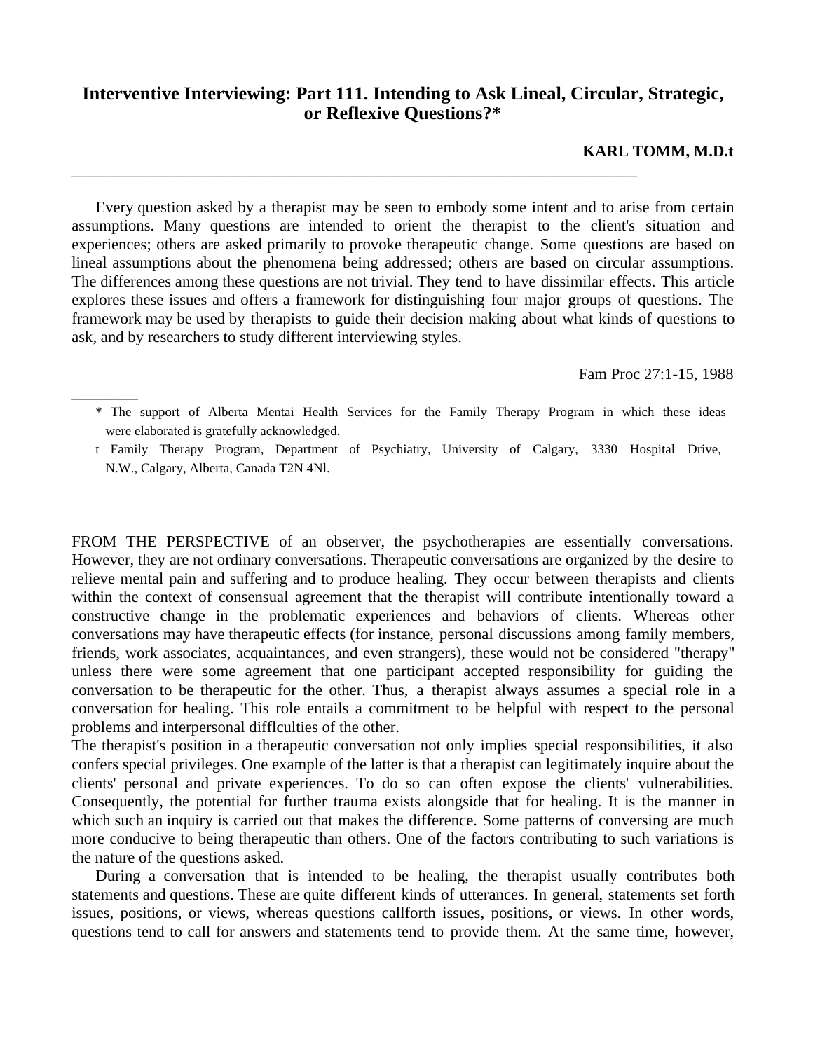# Interventive Interviewing: Part 111. Intending to Ask Lineal, Circular, Strategic, or Reflexive Questions?*

**KARL TOMM, M.D.t**

---

Every question asked by a therapist may be seen to embody some intent and to arise from certain assumptions. Many questions are intended to orient the therapist to the client's situation and experiences; others are asked primarily to provoke therapeutic change. Some questions are based on lineal assumptions about the phenomena being addressed; others are based on circular assumptions. The differences among these questions are not trivial. They tend to have dissimilar effects. This article explores these issues and offers a framework for distinguishing four major groups of questions. The framework may be used by therapists to guide their decision making about what kinds of questions to ask, and by researchers to study different interviewing styles.

Fam Proc 27:1-15, 1988

---

* The support of Alberta Mentai Health Services for the Family Therapy Program in which these ideas were elaborated is gratefully acknowledged.

t Family Therapy Program, Department of Psychiatry, University of Calgary, 3330 Hospital Drive, N.W., Calgary, Alberta, Canada T2N 4Nl.

FROM THE PERSPECTIVE of an observer, the psychotherapies are essentially conversations. However, they are not ordinary conversations. Therapeutic conversations are organized by the desire to relieve mental pain and suffering and to produce healing. They occur between therapists and clients within the context of consensual agreement that the therapist will contribute intentionally toward a constructive change in the problematic experiences and behaviors of clients. Whereas other conversations may have therapeutic effects (for instance, personal discussions among family members, friends, work associates, acquaintances, and even strangers), these would not be considered "therapy" unless there were some agreement that one participant accepted responsibility for guiding the conversation to be therapeutic for the other. Thus, a therapist always assumes a special role in a conversation for healing. This role entails a commitment to be helpful with respect to the personal problems and interpersonal difflculties of the other.

The therapist's position in a therapeutic conversation not only implies special responsibilities, it also confers special privileges. One example of the latter is that a therapist can legitimately inquire about the clients' personal and private experiences. To do so can often expose the clients' vulnerabilities. Consequently, the potential for further trauma exists alongside that for healing. It is the manner in which such an inquiry is carried out that makes the difference. Some patterns of conversing are much more conducive to being therapeutic than others. One of the factors contributing to such variations is the nature of the questions asked.

During a conversation that is intended to be healing, the therapist usually contributes both statements and questions. These are quite different kinds of utterances. In general, statements set forth issues, positions, or views, whereas questions callforth issues, positions, or views. In other words, questions tend to call for answers and statements tend to provide them. At the same time, however,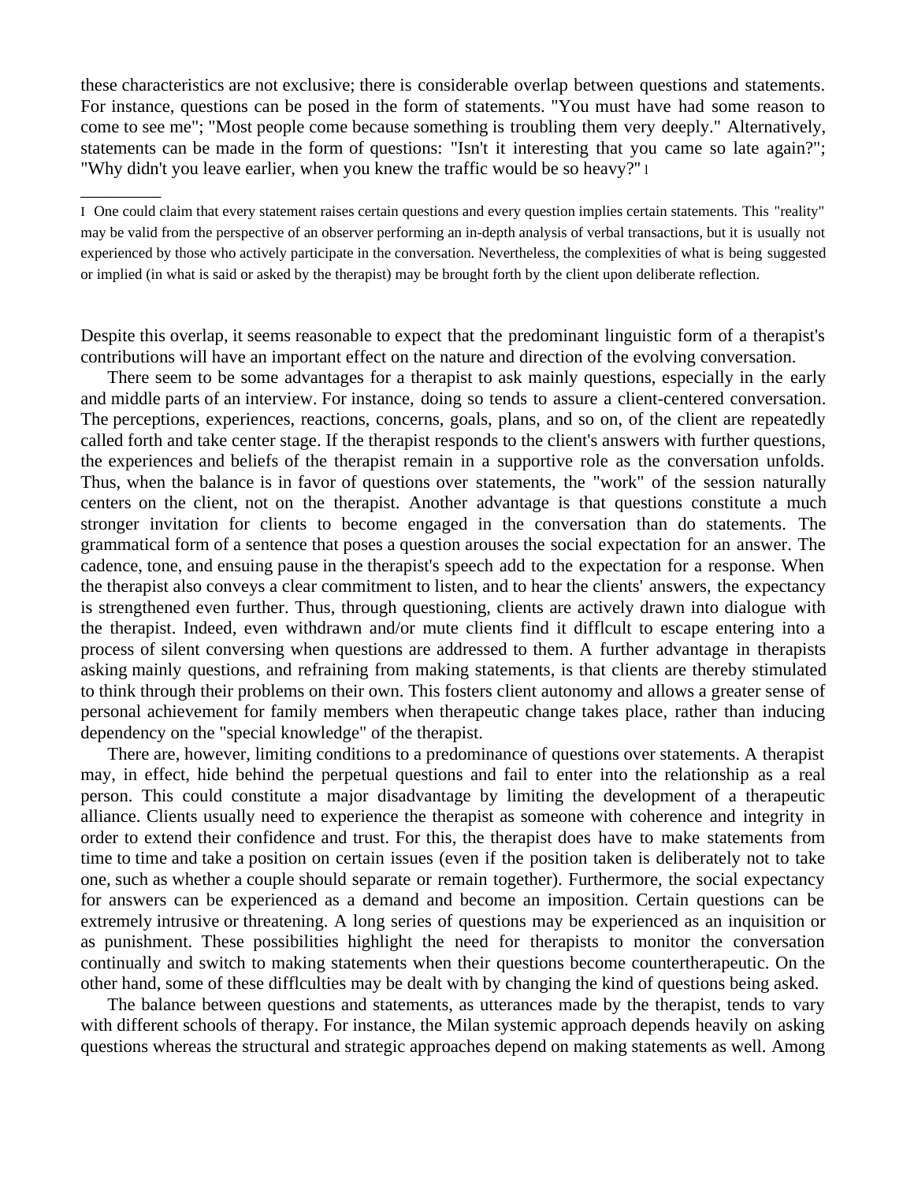these characteristics are not exclusive; there is considerable overlap between questions and statements. For instance, questions can be posed in the form of statements. "You must have had some reason to come to see me"; "Most people come because something is troubling them very deeply." Alternatively, statements can be made in the form of questions: "Isn't it interesting that you came so late again?"; "Why didn't you leave earlier, when you knew the traffic would be so heavy?" [1]

[1] One could claim that every statement raises certain questions and every question implies certain statements. This "reality" may be valid from the perspective of an observer performing an in-depth analysis of verbal transactions, but it is usually not experienced by those who actively participate in the conversation. Nevertheless, the complexities of what is being suggested or implied (in what is said or asked by the therapist) may be brought forth by the client upon deliberate reflection.

Despite this overlap, it seems reasonable to expect that the predominant linguistic form of a therapist's contributions will have an important effect on the nature and direction of the evolving conversation.

There seem to be some advantages for a therapist to ask mainly questions, especially in the early and middle parts of an interview. For instance, doing so tends to assure a client-centered conversation. The perceptions, experiences, reactions, concerns, goals, plans, and so on, of the client are repeatedly called forth and take center stage. If the therapist responds to the client's answers with further questions, the experiences and beliefs of the therapist remain in a supportive role as the conversation unfolds. Thus, when the balance is in favor of questions over statements, the "work" of the session naturally centers on the client, not on the therapist. Another advantage is that questions constitute a much stronger invitation for clients to become engaged in the conversation than do statements. The grammatical form of a sentence that poses a question arouses the social expectation for an answer. The cadence, tone, and ensuing pause in the therapist's speech add to the expectation for a response. When the therapist also conveys a clear commitment to listen, and to hear the clients' answers, the expectancy is strengthened even further. Thus, through questioning, clients are actively drawn into dialogue with the therapist. Indeed, even withdrawn and/or mute clients find it difficult to escape entering into a process of silent conversing when questions are addressed to them. A further advantage in therapists asking mainly questions, and refraining from making statements, is that clients are thereby stimulated to think through their problems on their own. This fosters client autonomy and allows a greater sense of personal achievement for family members when therapeutic change takes place, rather than inducing dependency on the "special knowledge" of the therapist.

There are, however, limiting conditions to a predominance of questions over statements. A therapist may, in effect, hide behind the perpetual questions and fail to enter into the relationship as a real person. This could constitute a major disadvantage by limiting the development of a therapeutic alliance. Clients usually need to experience the therapist as someone with coherence and integrity in order to extend their confidence and trust. For this, the therapist does have to make statements from time to time and take a position on certain issues (even if the position taken is deliberately not to take one, such as whether a couple should separate or remain together). Furthermore, the social expectancy for answers can be experienced as a demand and become an imposition. Certain questions can be extremely intrusive or threatening. A long series of questions may be experienced as an inquisition or as punishment. These possibilities highlight the need for therapists to monitor the conversation continually and switch to making statements when their questions become countertherapeutic. On the other hand, some of these difficulties may be dealt with by changing the kind of questions being asked.

The balance between questions and statements, as utterances made by the therapist, tends to vary with different schools of therapy. For instance, the Milan systemic approach depends heavily on asking questions whereas the structural and strategic approaches depend on making statements as well. Among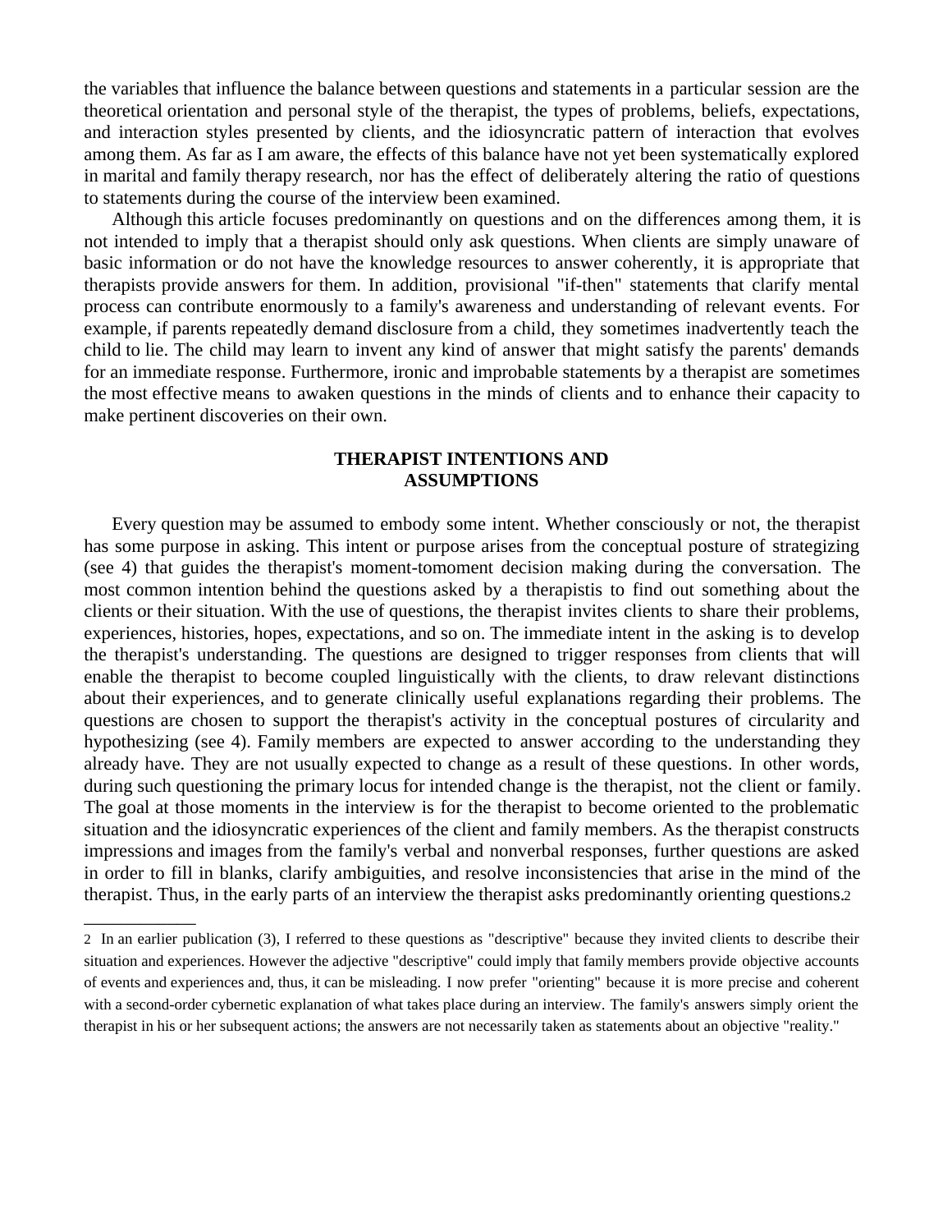the variables that influence the balance between questions and statements in a particular session are the theoretical orientation and personal style of the therapist, the types of problems, beliefs, expectations, and interaction styles presented by clients, and the idiosyncratic pattern of interaction that evolves among them. As far as I am aware, the effects of this balance have not yet been systematically explored in marital and family therapy research, nor has the effect of deliberately altering the ratio of questions to statements during the course of the interview been examined.

Although this article focuses predominantly on questions and on the differences among them, it is not intended to imply that a therapist should only ask questions. When clients are simply unaware of basic information or do not have the knowledge resources to answer coherently, it is appropriate that therapists provide answers for them. In addition, provisional "if-then" statements that clarify mental process can contribute enormously to a family's awareness and understanding of relevant events. For example, if parents repeatedly demand disclosure from a child, they sometimes inadvertently teach the child to lie. The child may learn to invent any kind of answer that might satisfy the parents' demands for an immediate response. Furthermore, ironic and improbable statements by a therapist are sometimes the most effective means to awaken questions in the minds of clients and to enhance their capacity to make pertinent discoveries on their own.

## THERAPIST INTENTIONS AND ASSUMPTIONS

Every question may be assumed to embody some intent. Whether consciously or not, the therapist has some purpose in asking. This intent or purpose arises from the conceptual posture of strategizing (see 4) that guides the therapist's moment-tomoment decision making during the conversation. The most common intention behind the questions asked by a therapistis to find out something about the clients or their situation. With the use of questions, the therapist invites clients to share their problems, experiences, histories, hopes, expectations, and so on. The immediate intent in the asking is to develop the therapist's understanding. The questions are designed to trigger responses from clients that will enable the therapist to become coupled linguistically with the clients, to draw relevant distinctions about their experiences, and to generate clinically useful explanations regarding their problems. The questions are chosen to support the therapist's activity in the conceptual postures of circularity and hypothesizing (see 4). Family members are expected to answer according to the understanding they already have. They are not usually expected to change as a result of these questions. In other words, during such questioning the primary locus for intended change is the therapist, not the client or family. The goal at those moments in the interview is for the therapist to become oriented to the problematic situation and the idiosyncratic experiences of the client and family members. As the therapist constructs impressions and images from the family's verbal and nonverbal responses, further questions are asked in order to fill in blanks, clarify ambiguities, and resolve inconsistencies that arise in the mind of the therapist. Thus, in the early parts of an interview the therapist asks predominantly orienting questions.[2]

---

[2] In an earlier publication (3), I referred to these questions as "descriptive" because they invited clients to describe their situation and experiences. However the adjective "descriptive" could imply that family members provide objective accounts of events and experiences and, thus, it can be misleading. I now prefer "orienting" because it is more precise and coherent with a second-order cybernetic explanation of what takes place during an interview. The family's answers simply orient the therapist in his or her subsequent actions; the answers are not necessarily taken as statements about an objective "reality."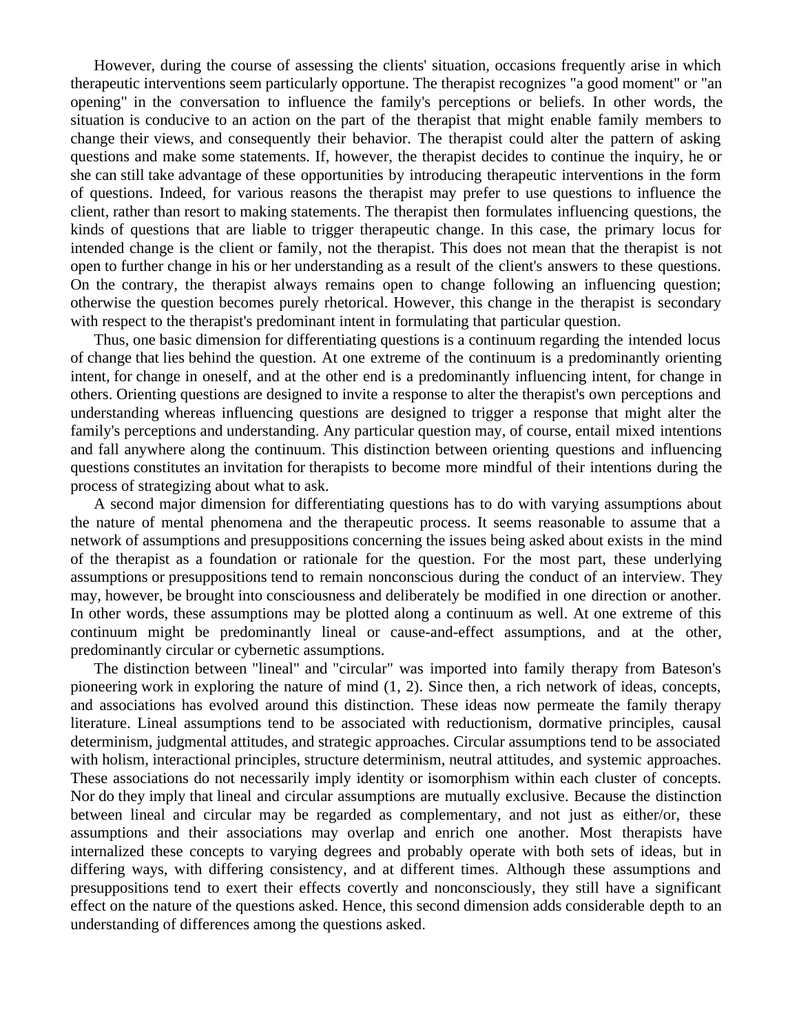However, during the course of assessing the clients' situation, occasions frequently arise in which therapeutic interventions seem particularly opportune. The therapist recognizes "a good moment" or "an opening" in the conversation to influence the family's perceptions or beliefs. In other words, the situation is conducive to an action on the part of the therapist that might enable family members to change their views, and consequently their behavior. The therapist could alter the pattern of asking questions and make some statements. If, however, the therapist decides to continue the inquiry, he or she can still take advantage of these opportunities by introducing therapeutic interventions in the form of questions. Indeed, for various reasons the therapist may prefer to use questions to influence the client, rather than resort to making statements. The therapist then formulates influencing questions, the kinds of questions that are liable to trigger therapeutic change. In this case, the primary locus for intended change is the client or family, not the therapist. This does not mean that the therapist is not open to further change in his or her understanding as a result of the client's answers to these questions. On the contrary, the therapist always remains open to change following an influencing question; otherwise the question becomes purely rhetorical. However, this change in the therapist is secondary with respect to the therapist's predominant intent in formulating that particular question.

Thus, one basic dimension for differentiating questions is a continuum regarding the intended locus of change that lies behind the question. At one extreme of the continuum is a predominantly orienting intent, for change in oneself, and at the other end is a predominantly influencing intent, for change in others. Orienting questions are designed to invite a response to alter the therapist's own perceptions and understanding whereas influencing questions are designed to trigger a response that might alter the family's perceptions and understanding. Any particular question may, of course, entail mixed intentions and fall anywhere along the continuum. This distinction between orienting questions and influencing questions constitutes an invitation for therapists to become more mindful of their intentions during the process of strategizing about what to ask.

A second major dimension for differentiating questions has to do with varying assumptions about the nature of mental phenomena and the therapeutic process. It seems reasonable to assume that a network of assumptions and presuppositions concerning the issues being asked about exists in the mind of the therapist as a foundation or rationale for the question. For the most part, these underlying assumptions or presuppositions tend to remain nonconscious during the conduct of an interview. They may, however, be brought into consciousness and deliberately be modified in one direction or another. In other words, these assumptions may be plotted along a continuum as well. At one extreme of this continuum might be predominantly lineal or cause-and-effect assumptions, and at the other, predominantly circular or cybernetic assumptions.

The distinction between "lineal" and "circular" was imported into family therapy from Bateson's pioneering work in exploring the nature of mind (1, 2). Since then, a rich network of ideas, concepts, and associations has evolved around this distinction. These ideas now permeate the family therapy literature. Lineal assumptions tend to be associated with reductionism, dormative principles, causal determinism, judgmental attitudes, and strategic approaches. Circular assumptions tend to be associated with holism, interactional principles, structure determinism, neutral attitudes, and systemic approaches. These associations do not necessarily imply identity or isomorphism within each cluster of concepts. Nor do they imply that lineal and circular assumptions are mutually exclusive. Because the distinction between lineal and circular may be regarded as complementary, and not just as either/or, these assumptions and their associations may overlap and enrich one another. Most therapists have internalized these concepts to varying degrees and probably operate with both sets of ideas, but in differing ways, with differing consistency, and at different times. Although these assumptions and presuppositions tend to exert their effects covertly and nonconsciously, they still have a significant effect on the nature of the questions asked. Hence, this second dimension adds considerable depth to an understanding of differences among the questions asked.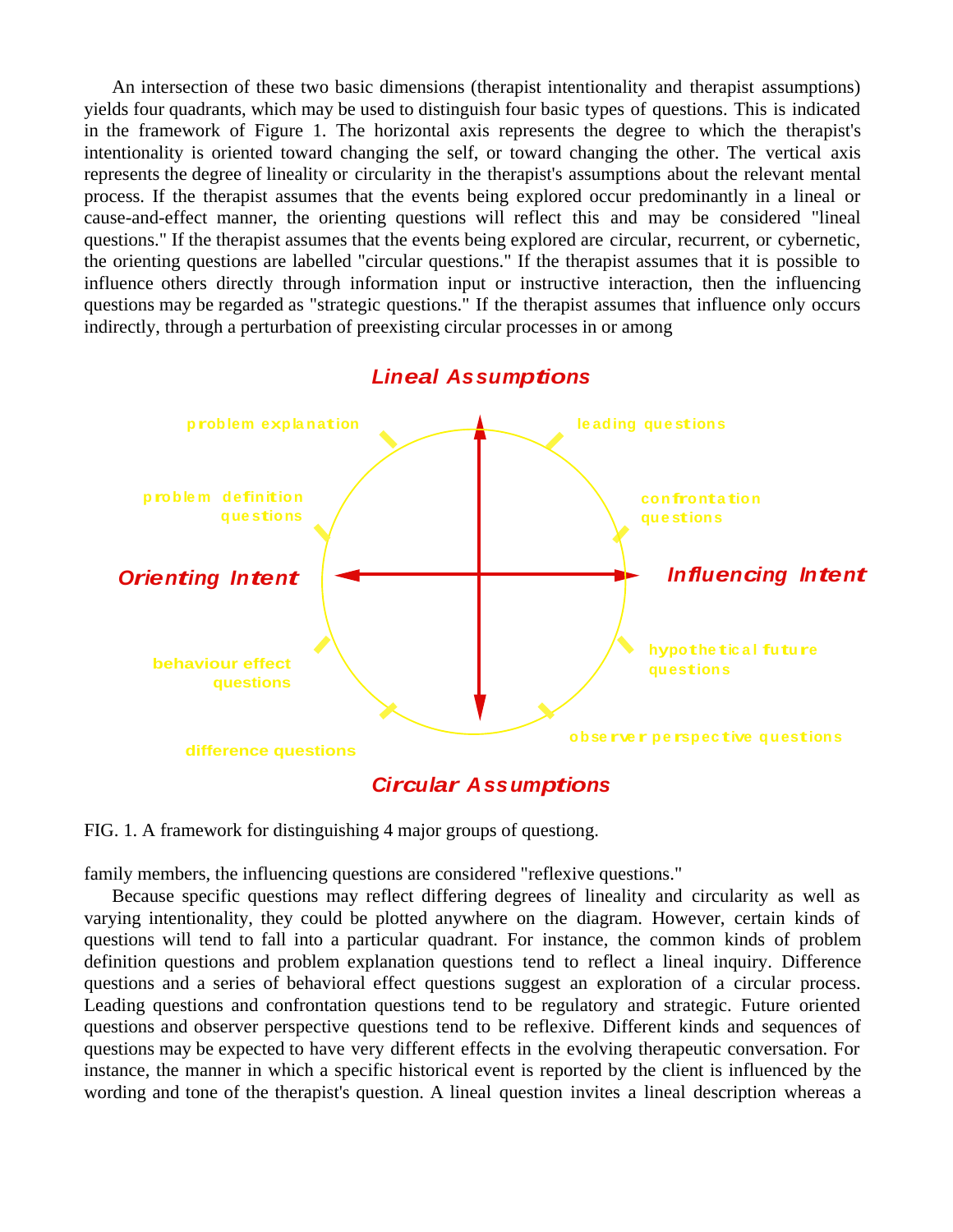An intersection of these two basic dimensions (therapist intentionality and therapist assumptions) yields four quadrants, which may be used to distinguish four basic types of questions. This is indicated in the framework of Figure 1. The horizontal axis represents the degree to which the therapist's intentionality is oriented toward changing the self, or toward changing the other. The vertical axis represents the degree of lineality or circularity in the therapist's assumptions about the relevant mental process. If the therapist assumes that the events being explored occur predominantly in a lineal or cause-and-effect manner, the orienting questions will reflect this and may be considered "lineal questions." If the therapist assumes that the events being explored are circular, recurrent, or cybernetic, the orienting questions are labelled "circular questions." If the therapist assumes that it is possible to influence others directly through information input or instructive interaction, then the influencing questions may be regarded as "strategic questions." If the therapist assumes that influence only occurs indirectly, through a perturbation of preexisting circular processes in or among family members, the influencing questions are considered "reflexive questions."

FIG. 1. A framework for distinguishing 4 major groups of questiong.

Because specific questions may reflect differing degrees of lineality and circularity as well as varying intentionality, they could be plotted anywhere on the diagram. However, certain kinds of questions will tend to fall into a particular quadrant. For instance, the common kinds of problem definition questions and problem explanation questions tend to reflect a lineal inquiry. Difference questions and a series of behavioral effect questions suggest an exploration of a circular process. Leading questions and confrontation questions tend to be regulatory and strategic. Future oriented questions and observer perspective questions tend to be reflexive. Different kinds and sequences of questions may be expected to have very different effects in the evolving therapeutic conversation. For instance, the manner in which a specific historical event is reported by the client is influenced by the wording and tone of the therapist's question. A lineal question invites a lineal description whereas a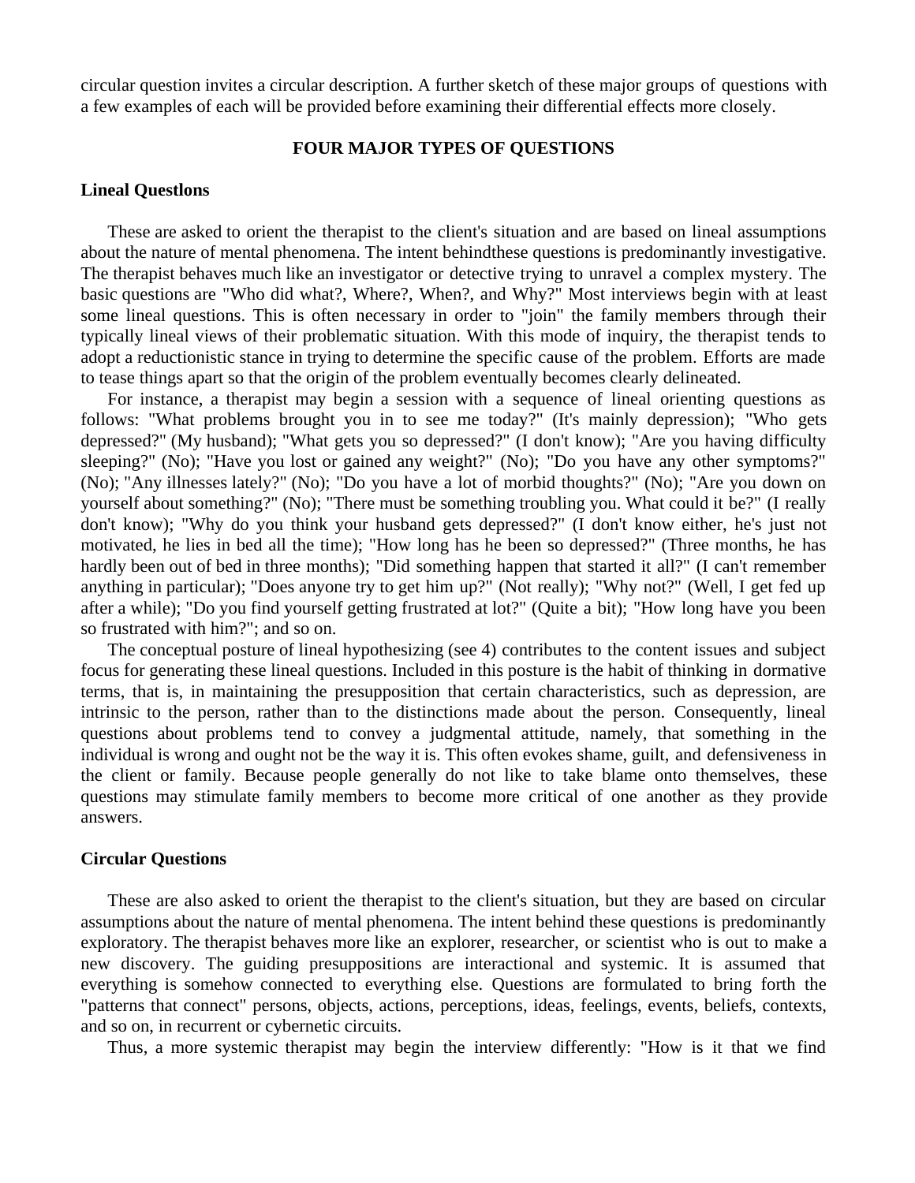circular question invites a circular description. A further sketch of these major groups of questions with a few examples of each will be provided before examining their differential effects more closely.

## FOUR MAJOR TYPES OF QUESTIONS

### Lineal Questlons

These are asked to orient the therapist to the client's situation and are based on lineal assumptions about the nature of mental phenomena. The intent behindthese questions is predominantly investigative. The therapist behaves much like an investigator or detective trying to unravel a complex mystery. The basic questions are "Who did what?, Where?, When?, and Why?" Most interviews begin with at least some lineal questions. This is often necessary in order to "join" the family members through their typically lineal views of their problematic situation. With this mode of inquiry, the therapist tends to adopt a reductionistic stance in trying to determine the specific cause of the problem. Efforts are made to tease things apart so that the origin of the problem eventually becomes clearly delineated.

For instance, a therapist may begin a session with a sequence of lineal orienting questions as follows: "What problems brought you in to see me today?" (It's mainly depression); "Who gets depressed?" (My husband); "What gets you so depressed?" (I don't know); "Are you having difficulty sleeping?" (No); "Have you lost or gained any weight?" (No); "Do you have any other symptoms?" (No); "Any illnesses lately?" (No); "Do you have a lot of morbid thoughts?" (No); "Are you down on yourself about something?" (No); "There must be something troubling you. What could it be?" (I really don't know); "Why do you think your husband gets depressed?" (I don't know either, he's just not motivated, he lies in bed all the time); "How long has he been so depressed?" (Three months, he has hardly been out of bed in three months); "Did something happen that started it all?" (I can't remember anything in particular); "Does anyone try to get him up?" (Not really); "Why not?" (Well, I get fed up after a while); "Do you find yourself getting frustrated at lot?" (Quite a bit); "How long have you been so frustrated with him?"; and so on.

The conceptual posture of lineal hypothesizing (see 4) contributes to the content issues and subject focus for generating these lineal questions. Included in this posture is the habit of thinking in dormative terms, that is, in maintaining the presupposition that certain characteristics, such as depression, are intrinsic to the person, rather than to the distinctions made about the person. Consequently, lineal questions about problems tend to convey a judgmental attitude, namely, that something in the individual is wrong and ought not be the way it is. This often evokes shame, guilt, and defensiveness in the client or family. Because people generally do not like to take blame onto themselves, these questions may stimulate family members to become more critical of one another as they provide answers.

### Circular Questions

These are also asked to orient the therapist to the client's situation, but they are based on circular assumptions about the nature of mental phenomena. The intent behind these questions is predominantly exploratory. The therapist behaves more like an explorer, researcher, or scientist who is out to make a new discovery. The guiding presuppositions are interactional and systemic. It is assumed that everything is somehow connected to everything else. Questions are formulated to bring forth the "patterns that connect" persons, objects, actions, perceptions, ideas, feelings, events, beliefs, contexts, and so on, in recurrent or cybernetic circuits.

Thus, a more systemic therapist may begin the interview differently: "How is it that we find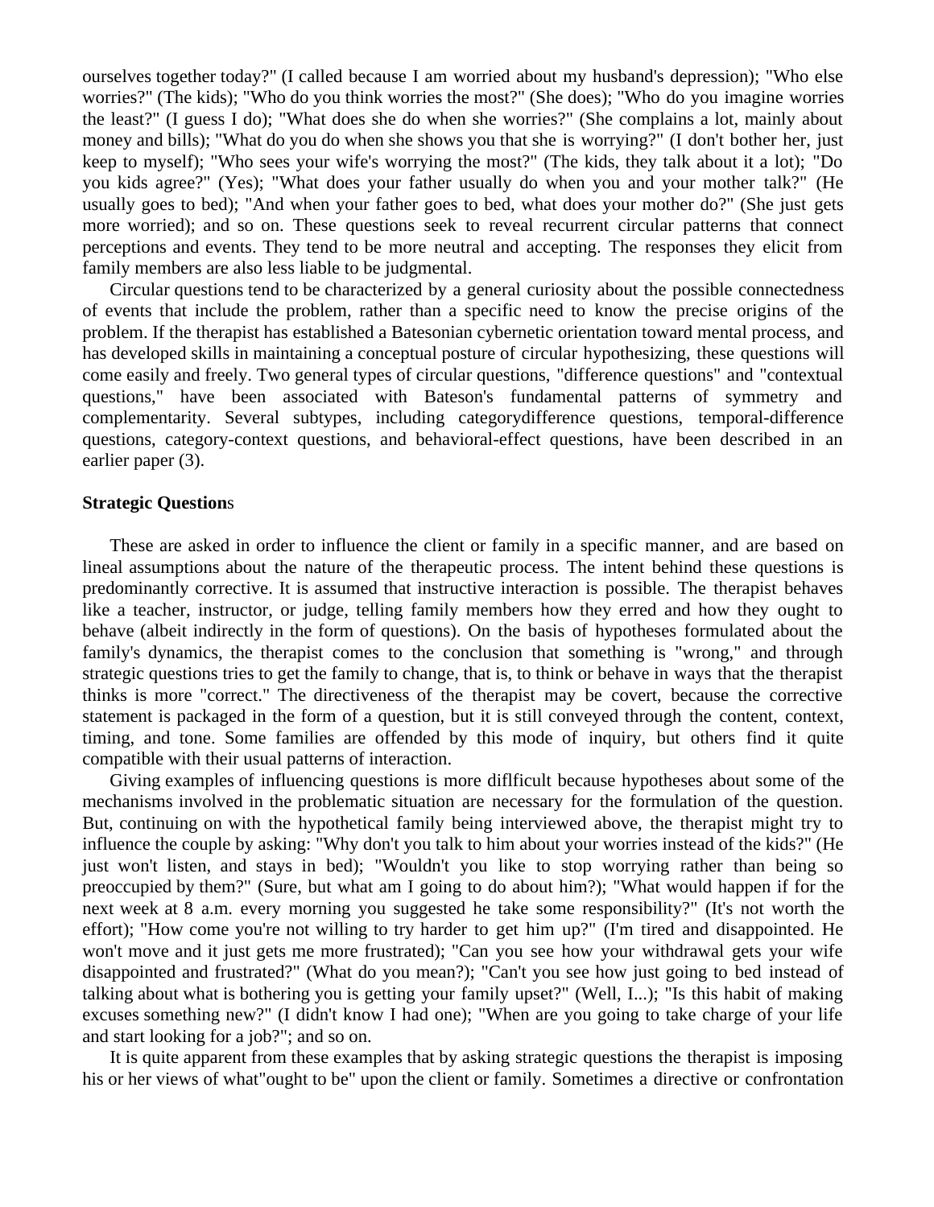ourselves together today?" (I called because I am worried about my husband's depression); "Who else worries?" (The kids); "Who do you think worries the most?" (She does); "Who do you imagine worries the least?" (I guess I do); "What does she do when she worries?" (She complains a lot, mainly about money and bills); "What do you do when she shows you that she is worrying?" (I don't bother her, just keep to myself); "Who sees your wife's worrying the most?" (The kids, they talk about it a lot); "Do you kids agree?" (Yes); "What does your father usually do when you and your mother talk?" (He usually goes to bed); "And when your father goes to bed, what does your mother do?" (She just gets more worried); and so on. These questions seek to reveal recurrent circular patterns that connect perceptions and events. They tend to be more neutral and accepting. The responses they elicit from family members are also less liable to be judgmental.

Circular questions tend to be characterized by a general curiosity about the possible connectedness of events that include the problem, rather than a specific need to know the precise origins of the problem. If the therapist has established a Batesonian cybernetic orientation toward mental process, and has developed skills in maintaining a conceptual posture of circular hypothesizing, these questions will come easily and freely. Two general types of circular questions, "difference questions" and "contextual questions," have been associated with Bateson's fundamental patterns of symmetry and complementarity. Several subtypes, including categorydifference questions, temporal-difference questions, category-context questions, and behavioral-effect questions, have been described in an earlier paper (3).

**Strategic Question**s

These are asked in order to influence the client or family in a specific manner, and are based on lineal assumptions about the nature of the therapeutic process. The intent behind these questions is predominantly corrective. It is assumed that instructive interaction is possible. The therapist behaves like a teacher, instructor, or judge, telling family members how they erred and how they ought to behave (albeit indirectly in the form of questions). On the basis of hypotheses formulated about the family's dynamics, the therapist comes to the conclusion that something is "wrong," and through strategic questions tries to get the family to change, that is, to think or behave in ways that the therapist thinks is more "correct." The directiveness of the therapist may be covert, because the corrective statement is packaged in the form of a question, but it is still conveyed through the content, context, timing, and tone. Some families are offended by this mode of inquiry, but others find it quite compatible with their usual patterns of interaction.

Giving examples of influencing questions is more diflficult because hypotheses about some of the mechanisms involved in the problematic situation are necessary for the formulation of the question. But, continuing on with the hypothetical family being interviewed above, the therapist might try to influence the couple by asking: "Why don't you talk to him about your worries instead of the kids?" (He just won't listen, and stays in bed); "Wouldn't you like to stop worrying rather than being so preoccupied by them?" (Sure, but what am I going to do about him?); "What would happen if for the next week at 8 a.m. every morning you suggested he take some responsibility?" (It's not worth the effort); "How come you're not willing to try harder to get him up?" (I'm tired and disappointed. He won't move and it just gets me more frustrated); "Can you see how your withdrawal gets your wife disappointed and frustrated?" (What do you mean?); "Can't you see how just going to bed instead of talking about what is bothering you is getting your family upset?" (Well, I...); "Is this habit of making excuses something new?" (I didn't know I had one); "When are you going to take charge of your life and start looking for a job?"; and so on.

It is quite apparent from these examples that by asking strategic questions the therapist is imposing his or her views of what"ought to be" upon the client or family. Sometimes a directive or confrontation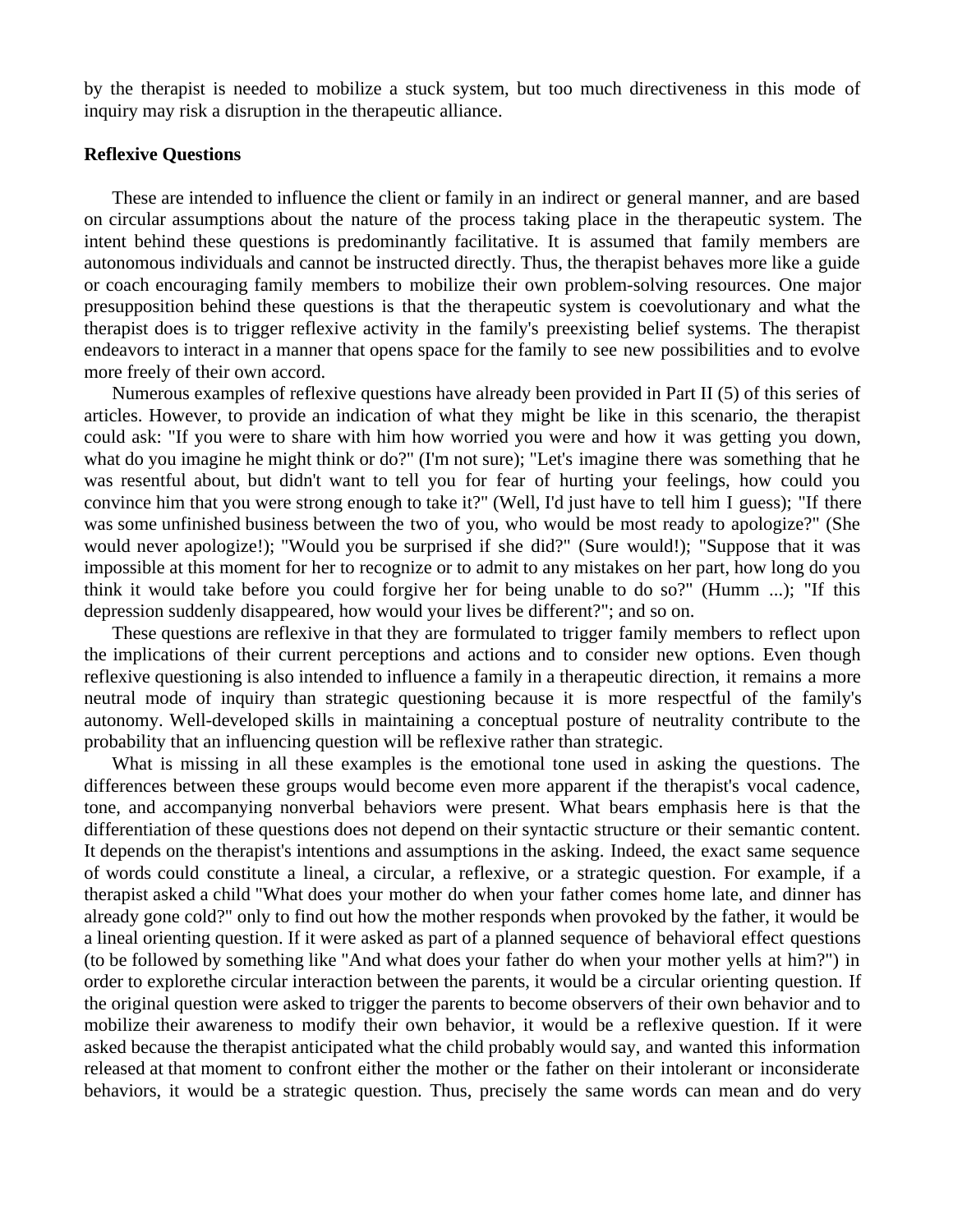by the therapist is needed to mobilize a stuck system, but too much directiveness in this mode of inquiry may risk a disruption in the therapeutic alliance.

**Reflexive Questions**

These are intended to influence the client or family in an indirect or general manner, and are based on circular assumptions about the nature of the process taking place in the therapeutic system. The intent behind these questions is predominantly facilitative. It is assumed that family members are autonomous individuals and cannot be instructed directly. Thus, the therapist behaves more like a guide or coach encouraging family members to mobilize their own problem-solving resources. One major presupposition behind these questions is that the therapeutic system is coevolutionary and what the therapist does is to trigger reflexive activity in the family's preexisting belief systems. The therapist endeavors to interact in a manner that opens space for the family to see new possibilities and to evolve more freely of their own accord.

Numerous examples of reflexive questions have already been provided in Part II (5) of this series of articles. However, to provide an indication of what they might be like in this scenario, the therapist could ask: "If you were to share with him how worried you were and how it was getting you down, what do you imagine he might think or do?" (I'm not sure); "Let's imagine there was something that he was resentful about, but didn't want to tell you for fear of hurting your feelings, how could you convince him that you were strong enough to take it?" (Well, I'd just have to tell him I guess); "If there was some unfinished business between the two of you, who would be most ready to apologize?" (She would never apologize!); "Would you be surprised if she did?" (Sure would!); "Suppose that it was impossible at this moment for her to recognize or to admit to any mistakes on her part, how long do you think it would take before you could forgive her for being unable to do so?" (Humm ...); "If this depression suddenly disappeared, how would your lives be different?"; and so on.

These questions are reflexive in that they are formulated to trigger family members to reflect upon the implications of their current perceptions and actions and to consider new options. Even though reflexive questioning is also intended to influence a family in a therapeutic direction, it remains a more neutral mode of inquiry than strategic questioning because it is more respectful of the family's autonomy. Well-developed skills in maintaining a conceptual posture of neutrality contribute to the probability that an influencing question will be reflexive rather than strategic.

What is missing in all these examples is the emotional tone used in asking the questions. The differences between these groups would become even more apparent if the therapist's vocal cadence, tone, and accompanying nonverbal behaviors were present. What bears emphasis here is that the differentiation of these questions does not depend on their syntactic structure or their semantic content. It depends on the therapist's intentions and assumptions in the asking. Indeed, the exact same sequence of words could constitute a lineal, a circular, a reflexive, or a strategic question. For example, if a therapist asked a child "What does your mother do when your father comes home late, and dinner has already gone cold?" only to find out how the mother responds when provoked by the father, it would be a lineal orienting question. If it were asked as part of a planned sequence of behavioral effect questions (to be followed by something like "And what does your father do when your mother yells at him?") in order to explorethe circular interaction between the parents, it would be a circular orienting question. If the original question were asked to trigger the parents to become observers of their own behavior and to mobilize their awareness to modify their own behavior, it would be a reflexive question. If it were asked because the therapist anticipated what the child probably would say, and wanted this information released at that moment to confront either the mother or the father on their intolerant or inconsiderate behaviors, it would be a strategic question. Thus, precisely the same words can mean and do very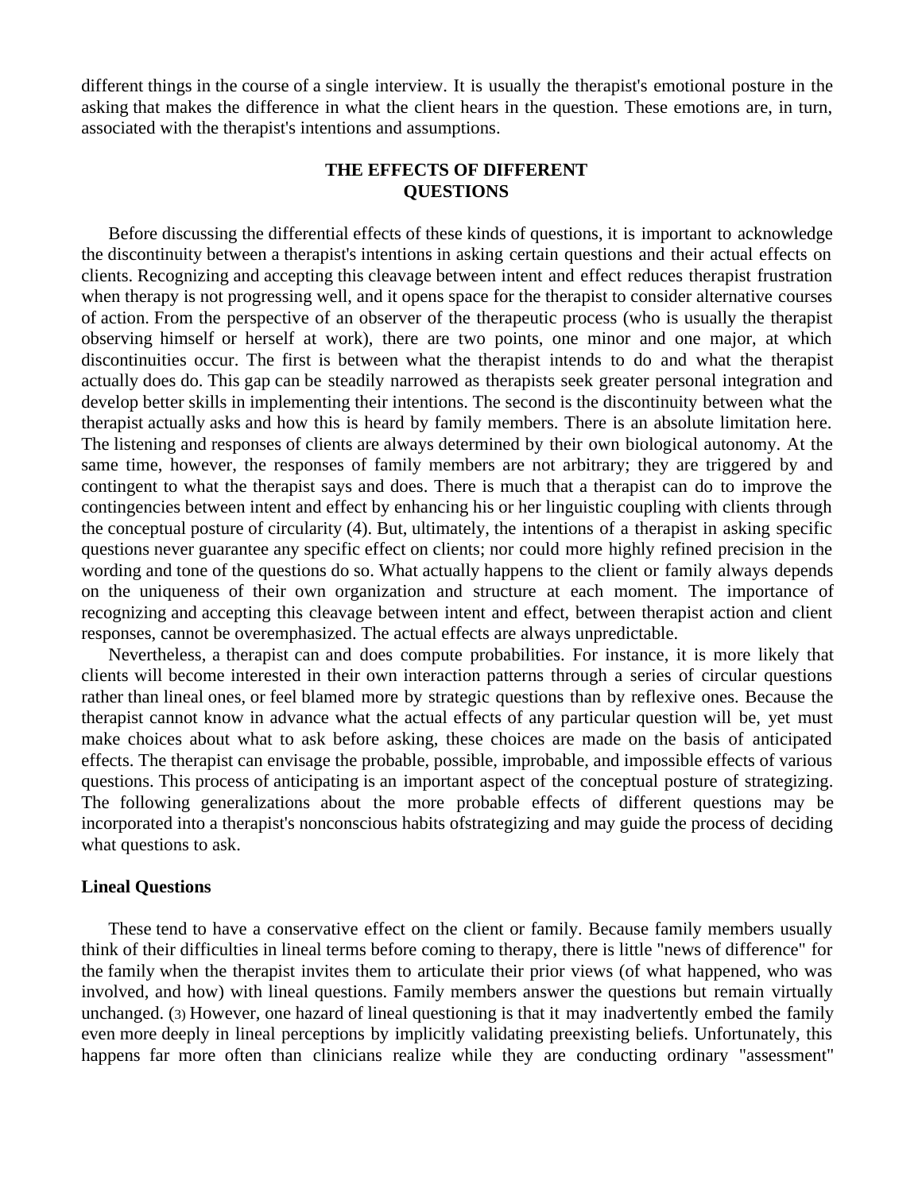different things in the course of a single interview. It is usually the therapist's emotional posture in the asking that makes the difference in what the client hears in the question. These emotions are, in turn, associated with the therapist's intentions and assumptions.

## THE EFFECTS OF DIFFERENT QUESTIONS

Before discussing the differential effects of these kinds of questions, it is important to acknowledge the discontinuity between a therapist's intentions in asking certain questions and their actual effects on clients. Recognizing and accepting this cleavage between intent and effect reduces therapist frustration when therapy is not progressing well, and it opens space for the therapist to consider alternative courses of action. From the perspective of an observer of the therapeutic process (who is usually the therapist observing himself or herself at work), there are two points, one minor and one major, at which discontinuities occur. The first is between what the therapist intends to do and what the therapist actually does do. This gap can be steadily narrowed as therapists seek greater personal integration and develop better skills in implementing their intentions. The second is the discontinuity between what the therapist actually asks and how this is heard by family members. There is an absolute limitation here. The listening and responses of clients are always determined by their own biological autonomy. At the same time, however, the responses of family members are not arbitrary; they are triggered by and contingent to what the therapist says and does. There is much that a therapist can do to improve the contingencies between intent and effect by enhancing his or her linguistic coupling with clients through the conceptual posture of circularity (4). But, ultimately, the intentions of a therapist in asking specific questions never guarantee any specific effect on clients; nor could more highly refined precision in the wording and tone of the questions do so. What actually happens to the client or family always depends on the uniqueness of their own organization and structure at each moment. The importance of recognizing and accepting this cleavage between intent and effect, between therapist action and client responses, cannot be overemphasized. The actual effects are always unpredictable.

Nevertheless, a therapist can and does compute probabilities. For instance, it is more likely that clients will become interested in their own interaction patterns through a series of circular questions rather than lineal ones, or feel blamed more by strategic questions than by reflexive ones. Because the therapist cannot know in advance what the actual effects of any particular question will be, yet must make choices about what to ask before asking, these choices are made on the basis of anticipated effects. The therapist can envisage the probable, possible, improbable, and impossible effects of various questions. This process of anticipating is an important aspect of the conceptual posture of strategizing. The following generalizations about the more probable effects of different questions may be incorporated into a therapist's nonconscious habits ofstrategizing and may guide the process of deciding what questions to ask.

### Lineal Questions

These tend to have a conservative effect on the client or family. Because family members usually think of their difficulties in lineal terms before coming to therapy, there is little "news of difference" for the family when the therapist invites them to articulate their prior views (of what happened, who was involved, and how) with lineal questions. Family members answer the questions but remain virtually unchanged. (3) However, one hazard of lineal questioning is that it may inadvertently embed the family even more deeply in lineal perceptions by implicitly validating preexisting beliefs. Unfortunately, this happens far more often than clinicians realize while they are conducting ordinary "assessment"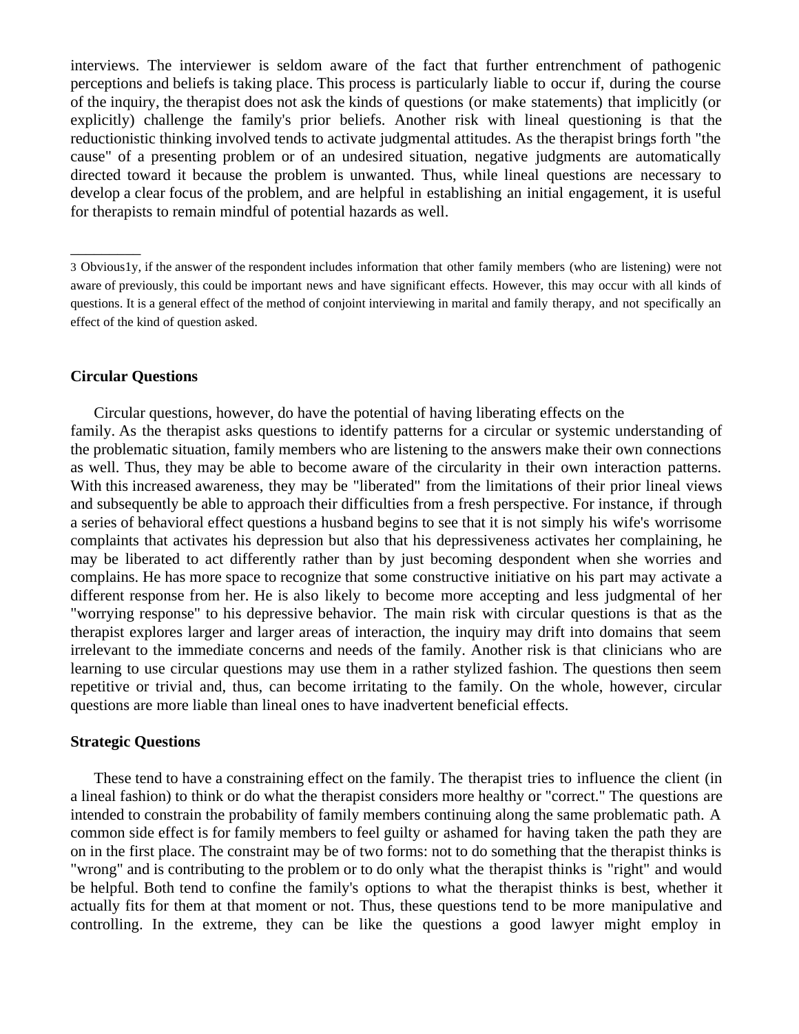interviews. The interviewer is seldom aware of the fact that further entrenchment of pathogenic perceptions and beliefs is taking place. This process is particularly liable to occur if, during the course of the inquiry, the therapist does not ask the kinds of questions (or make statements) that implicitly (or explicitly) challenge the family's prior beliefs. Another risk with lineal questioning is that the reductionistic thinking involved tends to activate judgmental attitudes. As the therapist brings forth "the cause" of a presenting problem or of an undesired situation, negative judgments are automatically directed toward it because the problem is unwanted. Thus, while lineal questions are necessary to develop a clear focus of the problem, and are helpful in establishing an initial engagement, it is useful for therapists to remain mindful of potential hazards as well.

---

3 Obvious1y, if the answer of the respondent includes information that other family members (who are listening) were not aware of previously, this could be important news and have significant effects. However, this may occur with all kinds of questions. It is a general effect of the method of conjoint interviewing in marital and family therapy, and not specifically an effect of the kind of question asked.

### Circular Questions

Circular questions, however, do have the potential of having liberating effects on the family. As the therapist asks questions to identify patterns for a circular or systemic understanding of the problematic situation, family members who are listening to the answers make their own connections as well. Thus, they may be able to become aware of the circularity in their own interaction patterns. With this increased awareness, they may be "liberated" from the limitations of their prior lineal views and subsequently be able to approach their difficulties from a fresh perspective. For instance, if through a series of behavioral effect questions a husband begins to see that it is not simply his wife's worrisome complaints that activates his depression but also that his depressiveness activates her complaining, he may be liberated to act differently rather than by just becoming despondent when she worries and complains. He has more space to recognize that some constructive initiative on his part may activate a different response from her. He is also likely to become more accepting and less judgmental of her "worrying response" to his depressive behavior. The main risk with circular questions is that as the therapist explores larger and larger areas of interaction, the inquiry may drift into domains that seem irrelevant to the immediate concerns and needs of the family. Another risk is that clinicians who are learning to use circular questions may use them in a rather stylized fashion. The questions then seem repetitive or trivial and, thus, can become irritating to the family. On the whole, however, circular questions are more liable than lineal ones to have inadvertent beneficial effects.

### Strategic Questions

These tend to have a constraining effect on the family. The therapist tries to influence the client (in a lineal fashion) to think or do what the therapist considers more healthy or "correct." The questions are intended to constrain the probability of family members continuing along the same problematic path. A common side effect is for family members to feel guilty or ashamed for having taken the path they are on in the first place. The constraint may be of two forms: not to do something that the therapist thinks is "wrong" and is contributing to the problem or to do only what the therapist thinks is "right" and would be helpful. Both tend to confine the family's options to what the therapist thinks is best, whether it actually fits for them at that moment or not. Thus, these questions tend to be more manipulative and controlling. In the extreme, they can be like the questions a good lawyer might employ in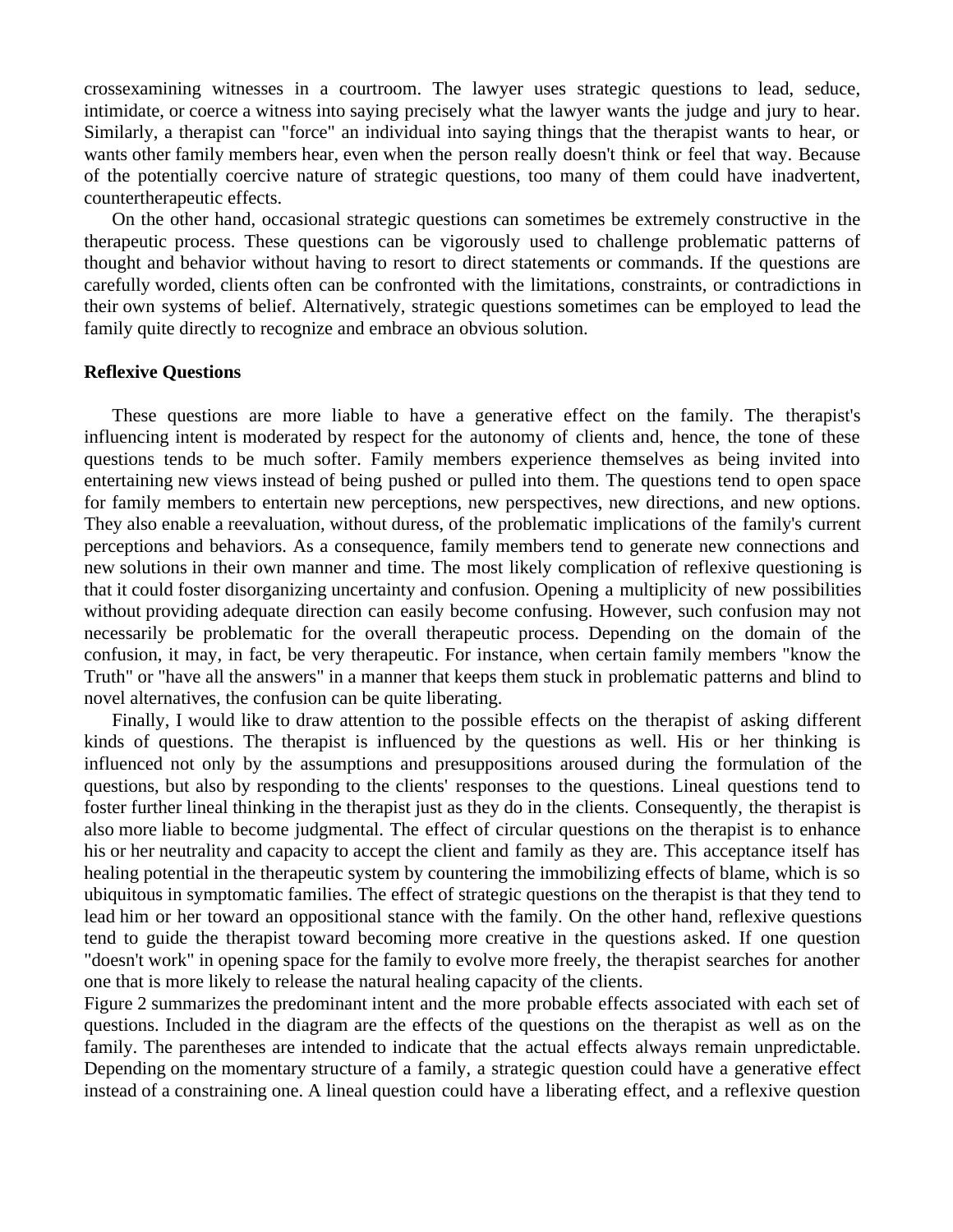crossexamining witnesses in a courtroom. The lawyer uses strategic questions to lead, seduce, intimidate, or coerce a witness into saying precisely what the lawyer wants the judge and jury to hear. Similarly, a therapist can "force" an individual into saying things that the therapist wants to hear, or wants other family members hear, even when the person really doesn't think or feel that way. Because of the potentially coercive nature of strategic questions, too many of them could have inadvertent, countertherapeutic effects.

On the other hand, occasional strategic questions can sometimes be extremely constructive in the therapeutic process. These questions can be vigorously used to challenge problematic patterns of thought and behavior without having to resort to direct statements or commands. If the questions are carefully worded, clients often can be confronted with the limitations, constraints, or contradictions in their own systems of belief. Alternatively, strategic questions sometimes can be employed to lead the family quite directly to recognize and embrace an obvious solution.

**Reflexive Questions**

These questions are more liable to have a generative effect on the family. The therapist's influencing intent is moderated by respect for the autonomy of clients and, hence, the tone of these questions tends to be much softer. Family members experience themselves as being invited into entertaining new views instead of being pushed or pulled into them. The questions tend to open space for family members to entertain new perceptions, new perspectives, new directions, and new options. They also enable a reevaluation, without duress, of the problematic implications of the family's current perceptions and behaviors. As a consequence, family members tend to generate new connections and new solutions in their own manner and time. The most likely complication of reflexive questioning is that it could foster disorganizing uncertainty and confusion. Opening a multiplicity of new possibilities without providing adequate direction can easily become confusing. However, such confusion may not necessarily be problematic for the overall therapeutic process. Depending on the domain of the confusion, it may, in fact, be very therapeutic. For instance, when certain family members "know the Truth" or "have all the answers" in a manner that keeps them stuck in problematic patterns and blind to novel alternatives, the confusion can be quite liberating.

Finally, I would like to draw attention to the possible effects on the therapist of asking different kinds of questions. The therapist is influenced by the questions as well. His or her thinking is influenced not only by the assumptions and presuppositions aroused during the formulation of the questions, but also by responding to the clients' responses to the questions. Lineal questions tend to foster further lineal thinking in the therapist just as they do in the clients. Consequently, the therapist is also more liable to become judgmental. The effect of circular questions on the therapist is to enhance his or her neutrality and capacity to accept the client and family as they are. This acceptance itself has healing potential in the therapeutic system by countering the immobilizing effects of blame, which is so ubiquitous in symptomatic families. The effect of strategic questions on the therapist is that they tend to lead him or her toward an oppositional stance with the family. On the other hand, reflexive questions tend to guide the therapist toward becoming more creative in the questions asked. If one question "doesn't work" in opening space for the family to evolve more freely, the therapist searches for another one that is more likely to release the natural healing capacity of the clients.

Figure 2 summarizes the predominant intent and the more probable effects associated with each set of questions. Included in the diagram are the effects of the questions on the therapist as well as on the family. The parentheses are intended to indicate that the actual effects always remain unpredictable. Depending on the momentary structure of a family, a strategic question could have a generative effect instead of a constraining one. A lineal question could have a liberating effect, and a reflexive question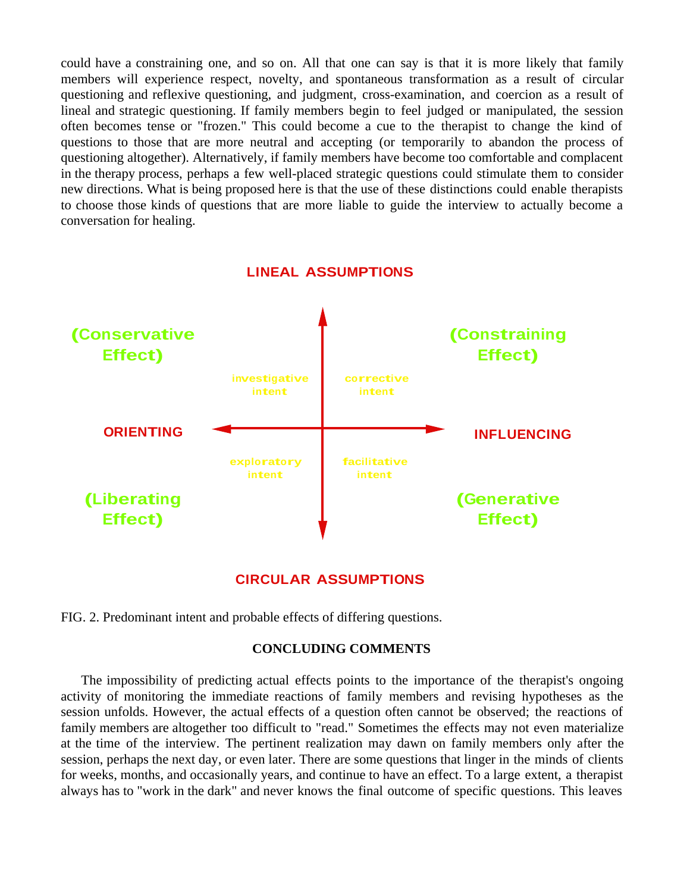could have a constraining one, and so on. All that one can say is that it is more likely that family members will experience respect, novelty, and spontaneous transformation as a result of circular questioning and reflexive questioning, and judgment, cross-examination, and coercion as a result of lineal and strategic questioning. If family members begin to feel judged or manipulated, the session often becomes tense or "frozen." This could become a cue to the therapist to change the kind of questions to those that are more neutral and accepting (or temporarily to abandon the process of questioning altogether). Alternatively, if family members have become too comfortable and complacent in the therapy process, perhaps a few well-placed strategic questions could stimulate them to consider new directions. What is being proposed here is that the use of these distinctions could enable therapists to choose those kinds of questions that are more liable to guide the interview to actually become a conversation for healing.

LINEAL ASSUMPTIONS

(Conservative Effect)

(Constraining Effect)

investigative intent

corrective intent

ORIENTING

INFLUENCING

exploratory intent

facilitative intent

(Liberating Effect)

(Generative Effect)

CIRCULAR ASSUMPTIONS

FIG. 2. Predominant intent and probable effects of differing questions.

## CONCLUDING COMMENTS

The impossibility of predicting actual effects points to the importance of the therapist's ongoing activity of monitoring the immediate reactions of family members and revising hypotheses as the session unfolds. However, the actual effects of a question often cannot be observed; the reactions of family members are altogether too difficult to "read." Sometimes the effects may not even materialize at the time of the interview. The pertinent realization may dawn on family members only after the session, perhaps the next day, or even later. There are some questions that linger in the minds of clients for weeks, months, and occasionally years, and continue to have an effect. To a large extent, a therapist always has to "work in the dark" and never knows the final outcome of specific questions. This leaves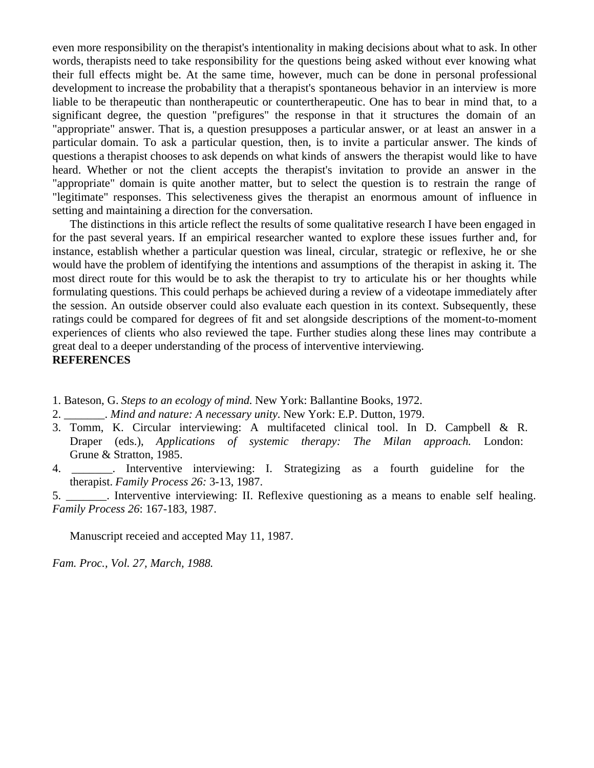even more responsibility on the therapist's intentionality in making decisions about what to ask. In other words, therapists need to take responsibility for the questions being asked without ever knowing what their full effects might be. At the same time, however, much can be done in personal professional development to increase the probability that a therapist's spontaneous behavior in an interview is more liable to be therapeutic than nontherapeutic or countertherapeutic. One has to bear in mind that, to a significant degree, the question "prefigures" the response in that it structures the domain of an "appropriate" answer. That is, a question presupposes a particular answer, or at least an answer in a particular domain. To ask a particular question, then, is to invite a particular answer. The kinds of questions a therapist chooses to ask depends on what kinds of answers the therapist would like to have heard. Whether or not the client accepts the therapist's invitation to provide an answer in the "appropriate" domain is quite another matter, but to select the question is to restrain the range of "legitimate" responses. This selectiveness gives the therapist an enormous amount of influence in setting and maintaining a direction for the conversation.

The distinctions in this article reflect the results of some qualitative research I have been engaged in for the past several years. If an empirical researcher wanted to explore these issues further and, for instance, establish whether a particular question was lineal, circular, strategic or reflexive, he or she would have the problem of identifying the intentions and assumptions of the therapist in asking it. The most direct route for this would be to ask the therapist to try to articulate his or her thoughts while formulating questions. This could perhaps be achieved during a review of a videotape immediately after the session. An outside observer could also evaluate each question in its context. Subsequently, these ratings could be compared for degrees of fit and set alongside descriptions of the moment-to-moment experiences of clients who also reviewed the tape. Further studies along these lines may contribute a great deal to a deeper understanding of the process of interventive interviewing.

**REFERENCES**

1. Bateson, G. *Steps to an ecology of mind*. New York: Ballantine Books, 1972.
2. _______. *Mind and nature: A necessary unity*. New York: E.P. Dutton, 1979.
3. Tomm, K. Circular interviewing: A multifaceted clinical tool. In D. Campbell & R. Draper (eds.), *Applications of systemic therapy: The Milan approach.* London: Grune & Stratton, 1985.
4. _______. Interventive interviewing: I. Strategizing as a fourth guideline for the therapist. *Family Process 26:* 3-13, 1987.
5. _______. Interventive interviewing: II. Reflexive questioning as a means to enable self healing. *Family Process 26*: 167-183, 1987.

Manuscript receied and accepted May 11, 1987.

*Fam. Proc., Vol. 27, March, 1988.*